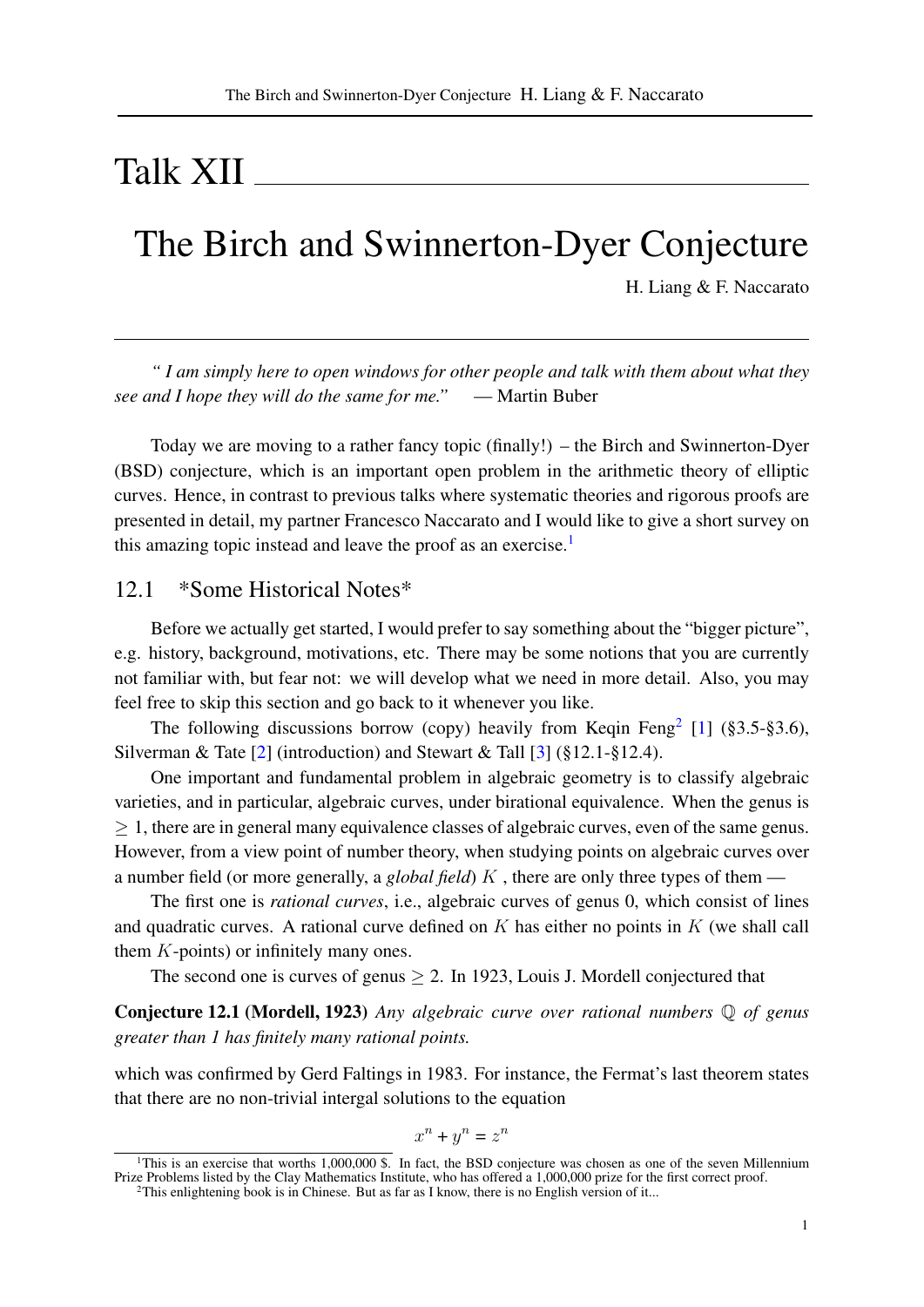# Talk XII

## The Birch and Swinnerton-Dyer Conjecture

H. Liang & F. Naccarato

---

*" I am simply here to open windows for other people and talk with them about what they see and I hope they will do the same for me."* — Martin Buber

Today we are moving to a rather fancy topic (finally!) – the Birch and Swinnerton-Dyer (BSD) conjecture, which is an important open problem in the arithmetic theory of elliptic curves. Hence, in contrast to previous talks where systematic theories and rigorous proofs are presented in detail, my partner Francesco Naccarato and I would like to give a short survey on this amazing topic instead and leave the proof as an exercise.[1]

### 12.1 *Some Historical Notes*

Before we actually get started, I would prefer to say something about the "bigger picture", e.g. history, background, motivations, etc. There may be some notions that you are currently not familiar with, but fear not: we will develop what we need in more detail. Also, you may feel free to skip this section and go back to it whenever you like.

The following discussions borrow (copy) heavily from Keqin Feng[2] [1] (§3.5-§3.6), Silverman & Tate [2] (introduction) and Stewart & Tall [3] (§12.1-§12.4).

One important and fundamental problem in algebraic geometry is to classify algebraic varieties, and in particular, algebraic curves, under birational equivalence. When the genus is $\geq 1$, there are in general many equivalence classes of algebraic curves, even of the same genus. However, from a view point of number theory, when studying points on algebraic curves over a number field (or more generally, a *global field*) $K$ , there are only three types of them —

The first one is *rational curves*, i.e., algebraic curves of genus 0, which consist of lines and quadratic curves. A rational curve defined on $K$ has either no points in $K$ (we shall call them $K$-points) or infinitely many ones.

The second one is curves of genus $\geq 2$. In 1923, Louis J. Mordell conjectured that

**Conjecture 12.1 (Mordell, 1923)** *Any algebraic curve over rational numbers $\mathbb{Q}$ of genus greater than 1 has finitely many rational points.*

which was confirmed by Gerd Faltings in 1983. For instance, the Fermat's last theorem states that there are no non-trivial intergal solutions to the equation

$$x^n + y^n = z^n$$

---

[1] This is an exercise that worths 1,000,000 \$. In fact, the BSD conjecture was chosen as one of the seven Millennium Prize Problems listed by the Clay Mathematics Institute, who has offered a 1,000,000 prize for the first correct proof.

[2] This enlightening book is in Chinese. But as far as I know, there is no English version of it...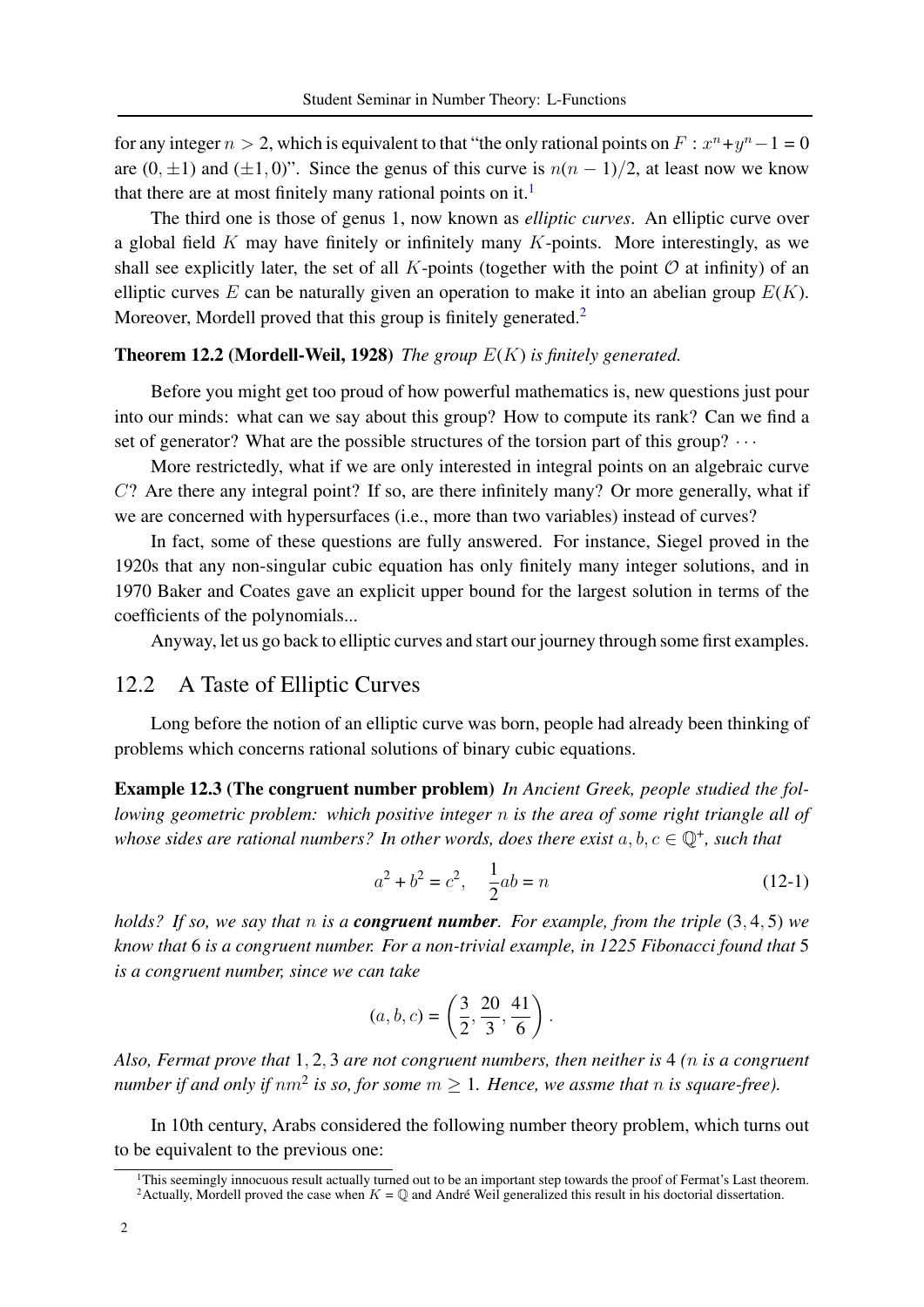for any integer $n > 2$, which is equivalent to that "the only rational points on $F : x^n + y^n - 1 = 0$ are $(0, \pm 1)$ and $(\pm 1, 0)$". Since the genus of this curve is $n(n-1)/2$, at least now we know that there are at most finitely many rational points on it.[1]

The third one is those of genus 1, now known as *elliptic curves*. An elliptic curve over a global field $K$ may have finitely or infinitely many $K$-points. More interestingly, as we shall see explicitly later, the set of all $K$-points (together with the point $\mathcal{O}$ at infinity) of an elliptic curves $E$ can be naturally given an operation to make it into an abelian group $E(K)$. Moreover, Mordell proved that this group is finitely generated.[2]

**Theorem 12.2 (Mordell-Weil, 1928)** *The group $E(K)$ is finitely generated.*

Before you might get too proud of how powerful mathematics is, new questions just pour into our minds: what can we say about this group? How to compute its rank? Can we find a set of generator? What are the possible structures of the torsion part of this group? $\cdots$

More restrictedly, what if we are only interested in integral points on an algebraic curve $C$? Are there any integral point? If so, are there infinitely many? Or more generally, what if we are concerned with hypersurfaces (i.e., more than two variables) instead of curves?

In fact, some of these questions are fully answered. For instance, Siegel proved in the 1920s that any non-singular cubic equation has only finitely many integer solutions, and in 1970 Baker and Coates gave an explicit upper bound for the largest solution in terms of the coefficients of the polynomials...

Anyway, let us go back to elliptic curves and start our journey through some first examples.

## 12.2 A Taste of Elliptic Curves

Long before the notion of an elliptic curve was born, people had already been thinking of problems which concerns rational solutions of binary cubic equations.

**Example 12.3 (The congruent number problem)** *In Ancient Greek, people studied the following geometric problem: which positive integer $n$ is the area of some right triangle all of whose sides are rational numbers? In other words, does there exist $a, b, c \in \mathbb{Q}^+$, such that*

$$a^2 + b^2 = c^2, \quad \frac{1}{2}ab = n \tag{12-1}$$

*holds? If so, we say that $n$ is a* ***congruent number***. *For example, from the triple $(3, 4, 5)$ we know that 6 is a congruent number. For a non-trivial example, in 1225 Fibonacci found that 5 is a congruent number, since we can take*

$$(a, b, c) = \left(\frac{3}{2}, \frac{20}{3}, \frac{41}{6}\right).$$

*Also, Fermat prove that $1, 2, 3$ are not congruent numbers, then neither is 4 ($n$ is a congruent number if and only if $nm^2$ is so, for some $m \geq 1$. Hence, we assme that $n$ is square-free).*

In 10th century, Arabs considered the following number theory problem, which turns out to be equivalent to the previous one:

[1] This seemingly innocuous result actually turned out to be an important step towards the proof of Fermat's Last theorem.

[2] Actually, Mordell proved the case when $K = \mathbb{Q}$ and André Weil generalized this result in his doctorial dissertation.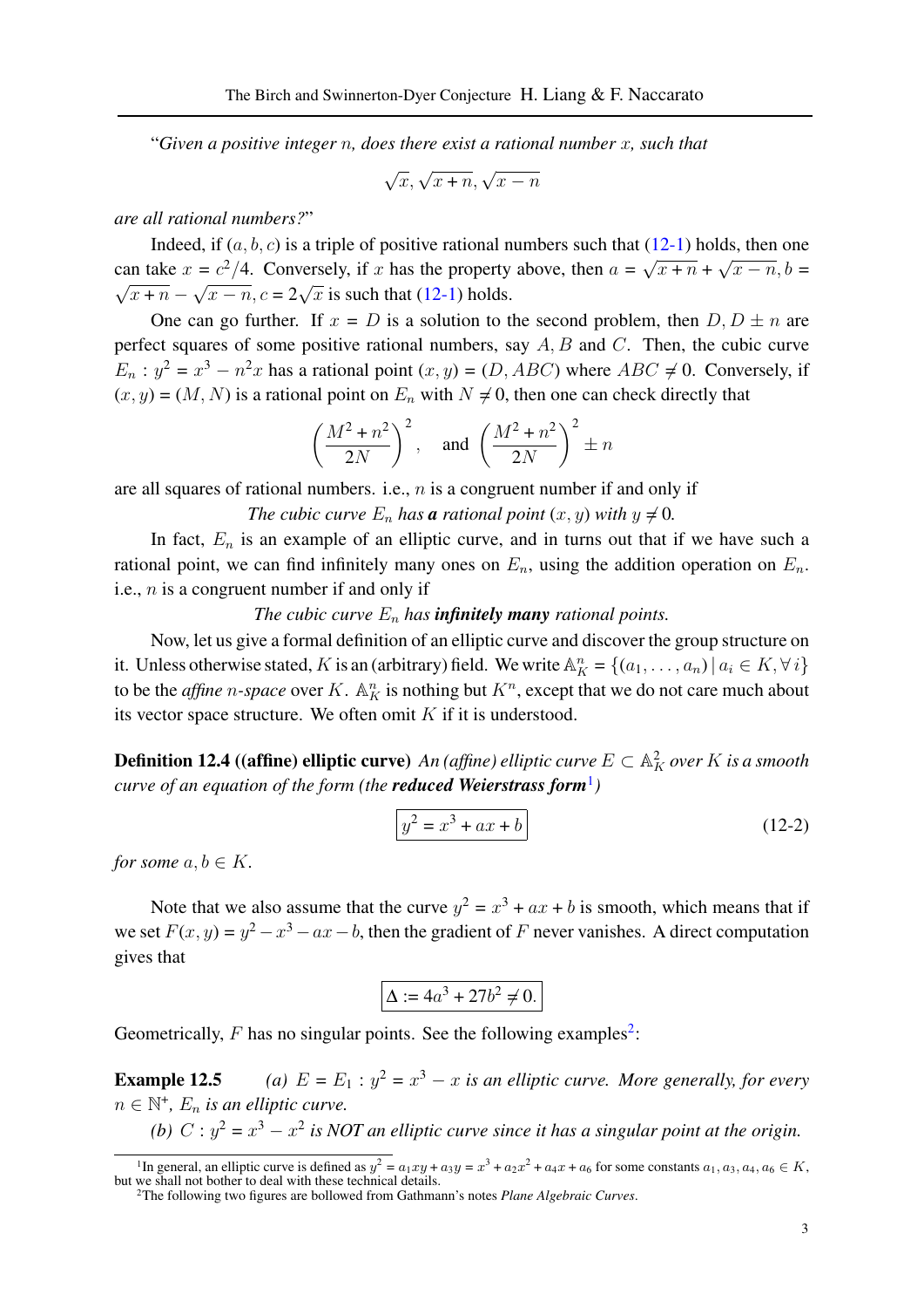"*Given a positive integer $n$, does there exist a rational number $x$, such that*

$$\sqrt{x}, \sqrt{x+n}, \sqrt{x-n}$$

*are all rational numbers?*"

Indeed, if $(a, b, c)$ is a triple of positive rational numbers such that (12-1) holds, then one can take $x = c^2/4$. Conversely, if $x$ has the property above, then $a = \sqrt{x+n} + \sqrt{x-n}, b = \sqrt{x+n} - \sqrt{x-n}, c = 2\sqrt{x}$ is such that (12-1) holds.

One can go further. If $x = D$ is a solution to the second problem, then $D, D \pm n$ are perfect squares of some positive rational numbers, say $A, B$ and $C$. Then, the cubic curve $E_n : y^2 = x^3 - n^2 x$ has a rational point $(x, y) = (D, ABC)$ where $ABC \neq 0$. Conversely, if $(x, y) = (M, N)$ is a rational point on $E_n$ with $N \neq 0$, then one can check directly that

$$\left(\frac{M^2+n^2}{2N}\right)^2, \quad \text{and} \quad \left(\frac{M^2+n^2}{2N}\right)^2 \pm n$$

are all squares of rational numbers. i.e., $n$ is a congruent number if and only if

*The cubic curve $E_n$ has* ***a*** *rational point $(x, y)$ with $y \neq 0$.*

In fact, $E_n$ is an example of an elliptic curve, and in turns out that if we have such a rational point, we can find infinitely many ones on $E_n$, using the addition operation on $E_n$. i.e., $n$ is a congruent number if and only if

*The cubic curve $E_n$ has* ***infinitely many*** *rational points.*

Now, let us give a formal definition of an elliptic curve and discover the group structure on it. Unless otherwise stated, $K$ is an (arbitrary) field. We write $\mathbb{A}_K^n = \{(a_1, \ldots, a_n) \mid a_i \in K, \forall\, i\}$ to be the *affine $n$-space* over $K$. $\mathbb{A}_K^n$ is nothing but $K^n$, except that we do not care much about its vector space structure. We often omit $K$ if it is understood.

**Definition 12.4 ((affine) elliptic curve)** *An (affine) elliptic curve $E \subset \mathbb{A}_K^2$ over $K$ is a smooth curve of an equation of the form (the* ***reduced Weierstrass form***[1]*)*

$$\boxed{y^2 = x^3 + ax + b} \tag{12-2}$$

*for some $a, b \in K$.*

Note that we also assume that the curve $y^2 = x^3 + ax + b$ is smooth, which means that if we set $F(x, y) = y^2 - x^3 - ax - b$, then the gradient of $F$ never vanishes. A direct computation gives that

$$\boxed{\Delta := 4a^3 + 27b^2 \neq 0.}$$

Geometrically, $F$ has no singular points. See the following examples[2]:

**Example 12.5** *(a) $E = E_1 : y^2 = x^3 - x$ is an elliptic curve. More generally, for every $n \in \mathbb{N}^{+}$, $E_n$ is an elliptic curve.*

*(b) $C : y^2 = x^3 - x^2$ is NOT an elliptic curve since it has a singular point at the origin.*

---

[1] In general, an elliptic curve is defined as $y^2 = a_1 xy + a_3 y = x^3 + a_2 x^2 + a_4 x + a_6$ for some constants $a_1, a_3, a_4, a_6 \in K$, but we shall not bother to deal with these technical details.

[2] The following two figures are bollowed from Gathmann's notes *Plane Algebraic Curves*.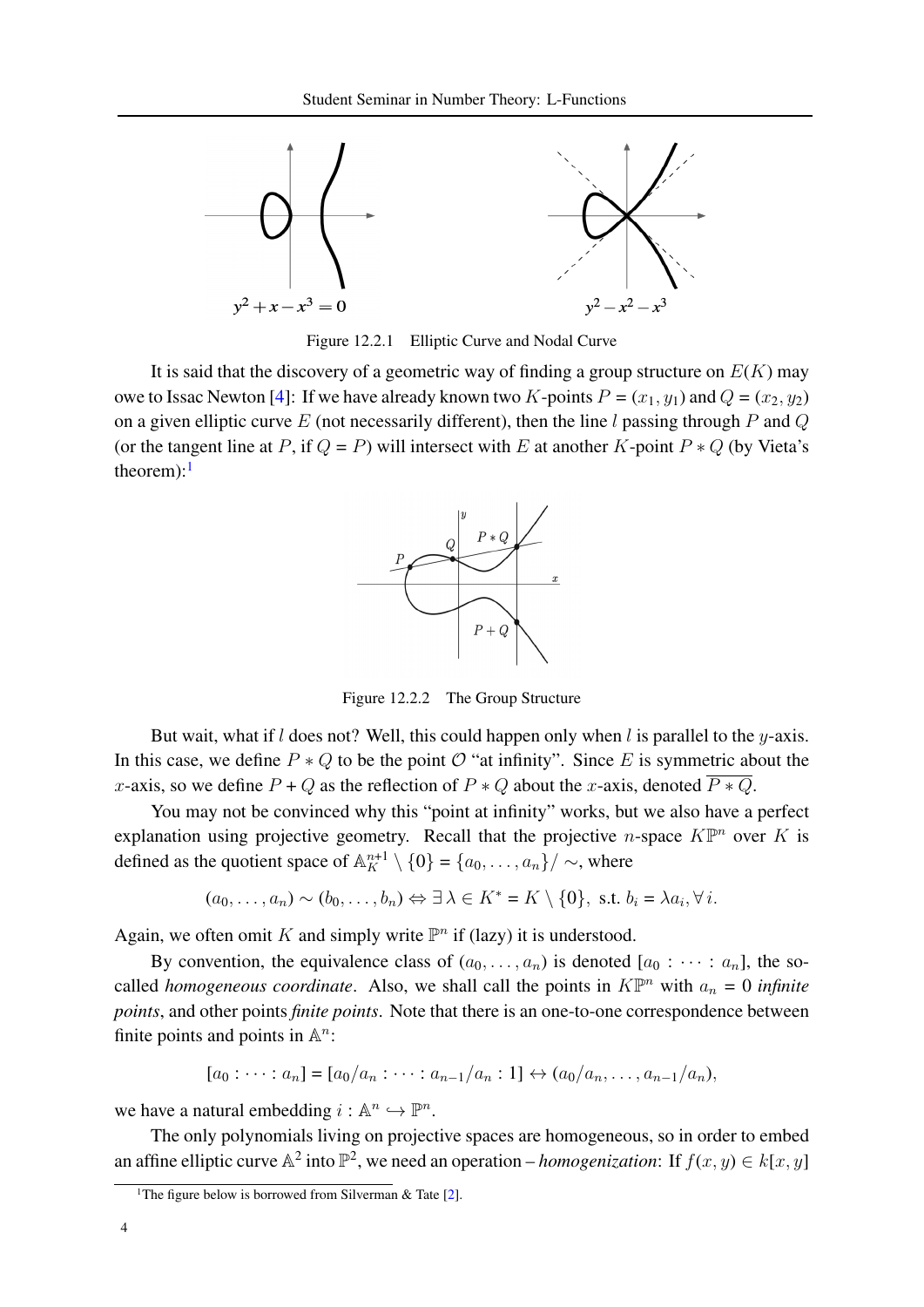Figure 12.2.1 Elliptic Curve and Nodal Curve

It is said that the discovery of a geometric way of finding a group structure on $E(K)$ may owe to Issac Newton [4]: If we have already known two $K$-points $P = (x_1, y_1)$ and $Q = (x_2, y_2)$ on a given elliptic curve $E$ (not necessarily different), then the line $l$ passing through $P$ and $Q$ (or the tangent line at $P$, if $Q = P$) will intersect with $E$ at another $K$-point $P * Q$ (by Vieta's theorem):[1]

Figure 12.2.2 The Group Structure

But wait, what if $l$ does not? Well, this could happen only when $l$ is parallel to the $y$-axis. In this case, we define $P * Q$ to be the point $\mathcal{O}$ "at infinity". Since $E$ is symmetric about the $x$-axis, so we define $P + Q$ as the reflection of $P * Q$ about the $x$-axis, denoted $\overline{P * Q}$.

You may not be convinced why this "point at infinity" works, but we also have a perfect explanation using projective geometry. Recall that the projective $n$-space $K\mathbb{P}^n$ over $K$ is defined as the quotient space of $\mathbb{A}_K^{n+1} \setminus \{0\} = \{a_0, \dots, a_n\}/\sim$, where

$$(a_0, \dots, a_n) \sim (b_0, \dots, b_n) \Leftrightarrow \exists\, \lambda \in K^* = K \setminus \{0\}, \text{ s.t. } b_i = \lambda a_i, \forall\, i.$$

Again, we often omit $K$ and simply write $\mathbb{P}^n$ if (lazy) it is understood.

By convention, the equivalence class of $(a_0, \dots, a_n)$ is denoted $[a_0 : \cdots : a_n]$, the so-called *homogeneous coordinate*. Also, we shall call the points in $K\mathbb{P}^n$ with $a_n = 0$ *infinite points*, and other points *finite points*. Note that there is an one-to-one correspondence between finite points and points in $\mathbb{A}^n$:

$$[a_0 : \cdots : a_n] = [a_0/a_n : \cdots : a_{n-1}/a_n : 1] \leftrightarrow (a_0/a_n, \dots, a_{n-1}/a_n),$$

we have a natural embedding $i : \mathbb{A}^n \hookrightarrow \mathbb{P}^n$.

The only polynomials living on projective spaces are homogeneous, so in order to embed an affine elliptic curve $\mathbb{A}^2$ into $\mathbb{P}^2$, we need an operation – *homogenization*: If $f(x, y) \in k[x, y]$

[1] The figure below is borrowed from Silverman & Tate [2].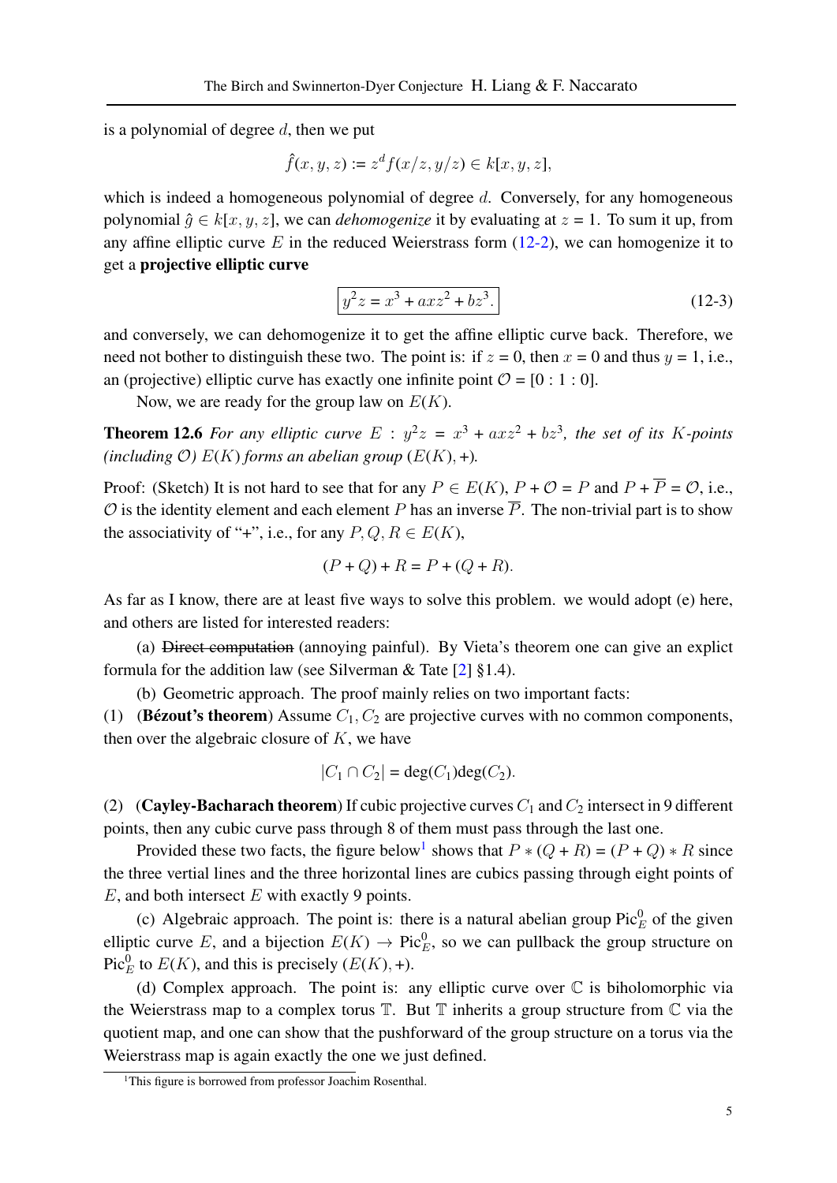is a polynomial of degree $d$, then we put

$$\hat{f}(x, y, z) := z^d f(x/z, y/z) \in k[x, y, z],$$

which is indeed a homogeneous polynomial of degree $d$. Conversely, for any homogeneous polynomial $\hat{g} \in k[x, y, z]$, we can *dehomogenize* it by evaluating at $z = 1$. To sum it up, from any affine elliptic curve $E$ in the reduced Weierstrass form (12-2), we can homogenize it to get a **projective elliptic curve**

$$\boxed{y^2 z = x^3 + axz^2 + bz^3.} \tag{12-3}$$

and conversely, we can dehomogenize it to get the affine elliptic curve back. Therefore, we need not bother to distinguish these two. The point is: if $z = 0$, then $x = 0$ and thus $y = 1$, i.e., an (projective) elliptic curve has exactly one infinite point $\mathcal{O} = [0 : 1 : 0]$.

Now, we are ready for the group law on $E(K)$.

**Theorem 12.6** *For any elliptic curve $E : y^2 z = x^3 + axz^2 + bz^3$, the set of its $K$-points (including $\mathcal{O}$) $E(K)$ forms an abelian group $(E(K), +)$.*

Proof: (Sketch) It is not hard to see that for any $P \in E(K)$, $P + \mathcal{O} = P$ and $P + \overline{P} = \mathcal{O}$, i.e., $\mathcal{O}$ is the identity element and each element $P$ has an inverse $\overline{P}$. The non-trivial part is to show the associativity of "+", i.e., for any $P, Q, R \in E(K)$,

$$(P + Q) + R = P + (Q + R).$$

As far as I know, there are at least five ways to solve this problem. we would adopt (e) here, and others are listed for interested readers:

(a) ~~Direct computation~~ (annoying painful). By Vieta's theorem one can give an explict formula for the addition law (see Silverman & Tate [2] §1.4).

(b) Geometric approach. The proof mainly relies on two important facts:

(1) (**Bézout's theorem**) Assume $C_1, C_2$ are projective curves with no common components, then over the algebraic closure of $K$, we have

$$|C_1 \cap C_2| = \deg(C_1)\deg(C_2).$$

(2) (**Cayley-Bacharach theorem**) If cubic projective curves $C_1$ and $C_2$ intersect in 9 different points, then any cubic curve pass through 8 of them must pass through the last one.

Provided these two facts, the figure below[1] shows that $P * (Q + R) = (P + Q) * R$ since the three vertial lines and the three horizontal lines are cubics passing through eight points of $E$, and both intersect $E$ with exactly 9 points.

(c) Algebraic approach. The point is: there is a natural abelian group $\text{Pic}_E^0$ of the given elliptic curve $E$, and a bijection $E(K) \to \text{Pic}_E^0$, so we can pullback the group structure on $\text{Pic}_E^0$ to $E(K)$, and this is precisely $(E(K), +)$.

(d) Complex approach. The point is: any elliptic curve over $\mathbb{C}$ is biholomorphic via the Weierstrass map to a complex torus $\mathbb{T}$. But $\mathbb{T}$ inherits a group structure from $\mathbb{C}$ via the quotient map, and one can show that the pushforward of the group structure on a torus via the Weierstrass map is again exactly the one we just defined.

[1] This figure is borrowed from professor Joachim Rosenthal.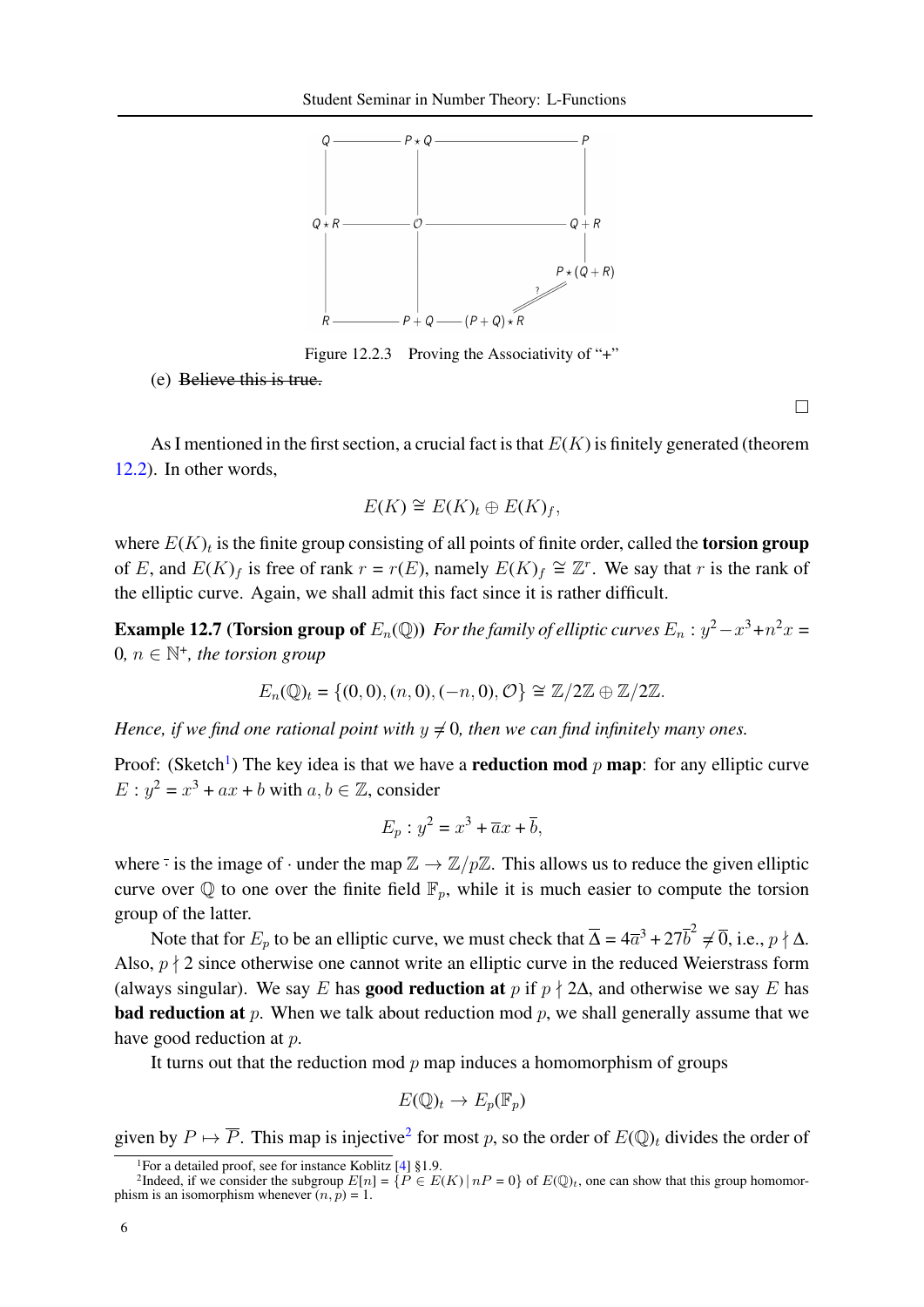Figure 12.2.3 Proving the Associativity of "+"

(e) ~~Believe this is true.~~

□

As I mentioned in the first section, a crucial fact is that $E(K)$ is finitely generated (theorem 12.2). In other words,

$$E(K) \cong E(K)_t \oplus E(K)_f,$$

where $E(K)_t$ is the finite group consisting of all points of finite order, called the **torsion group** of $E$, and $E(K)_f$ is free of rank $r = r(E)$, namely $E(K)_f \cong \mathbb{Z}^r$. We say that $r$ is the rank of the elliptic curve. Again, we shall admit this fact since it is rather difficult.

**Example 12.7 (Torsion group of $E_n(\mathbb{Q})$)** *For the family of elliptic curves $E_n : y^2 - x^3 + n^2 x = 0$, $n \in \mathbb{N}^+$, the torsion group*

$$E_n(\mathbb{Q})_t = \{(0,0), (n,0), (-n,0), \mathcal{O}\} \cong \mathbb{Z}/2\mathbb{Z} \oplus \mathbb{Z}/2\mathbb{Z}.$$

*Hence, if we find one rational point with $y \neq 0$, then we can find infinitely many ones.*

Proof: (Sketch[1]) The key idea is that we have a **reduction mod** $p$ **map**: for any elliptic curve $E : y^2 = x^3 + ax + b$ with $a, b \in \mathbb{Z}$, consider

$$E_p : y^2 = x^3 + \overline{a}x + \overline{b},$$

where $\bar{\cdot}$ is the image of $\cdot$ under the map $\mathbb{Z} \to \mathbb{Z}/p\mathbb{Z}$. This allows us to reduce the given elliptic curve over $\mathbb{Q}$ to one over the finite field $\mathbb{F}_p$, while it is much easier to compute the torsion group of the latter.

Note that for $E_p$ to be an elliptic curve, we must check that $\overline{\Delta} = 4\overline{a}^3 + 27\overline{b}^2 \neq \overline{0}$, i.e., $p \nmid \Delta$. Also, $p \nmid 2$ since otherwise one cannot write an elliptic curve in the reduced Weierstrass form (always singular). We say $E$ has **good reduction at** $p$ if $p \nmid 2\Delta$, and otherwise we say $E$ has **bad reduction at** $p$. When we talk about reduction mod $p$, we shall generally assume that we have good reduction at $p$.

It turns out that the reduction mod $p$ map induces a homomorphism of groups

$$E(\mathbb{Q})_t \to E_p(\mathbb{F}_p)$$

given by $P \mapsto \overline{P}$. This map is injective[2] for most $p$, so the order of $E(\mathbb{Q})_t$ divides the order of

[1] For a detailed proof, see for instance Koblitz [4] §1.9.

[2] Indeed, if we consider the subgroup $E[n] = \{P \in E(K) \mid nP = 0\}$ of $E(\mathbb{Q})_t$, one can show that this group homomorphism is an isomorphism whenever $(n, p) = 1$.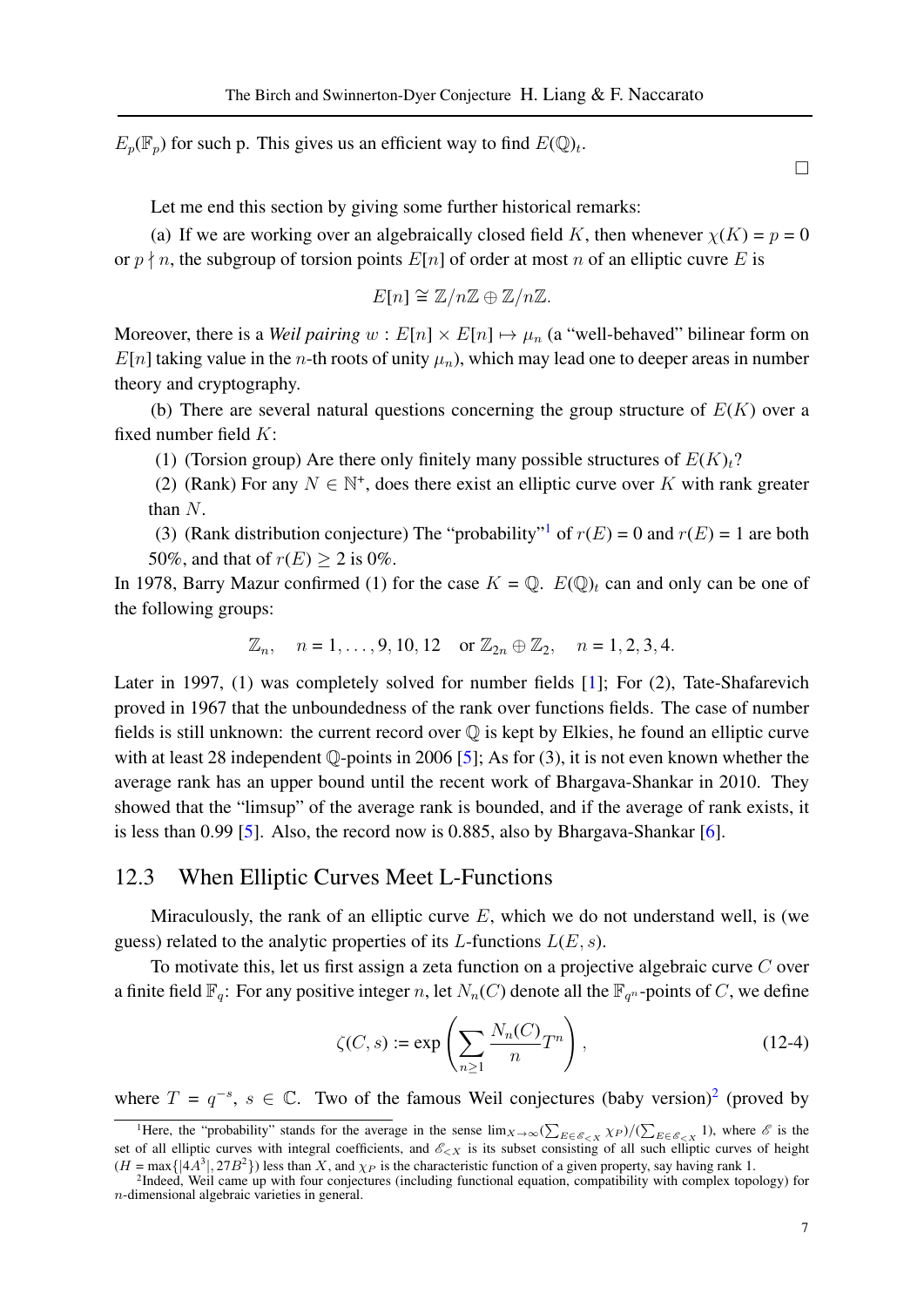$E_p(\mathbb{F}_p)$ for such p. This gives us an efficient way to find $E(\mathbb{Q})_t$.

$\square$

Let me end this section by giving some further historical remarks:

(a) If we are working over an algebraically closed field $K$, then whenever $\chi(K) = p = 0$ or $p \nmid n$, the subgroup of torsion points $E[n]$ of order at most $n$ of an elliptic cuvre $E$ is

$$E[n] \cong \mathbb{Z}/n\mathbb{Z} \oplus \mathbb{Z}/n\mathbb{Z}.$$

Moreover, there is a *Weil pairing* $w : E[n] \times E[n] \mapsto \mu_n$ (a "well-behaved" bilinear form on $E[n]$ taking value in the $n$-th roots of unity $\mu_n$), which may lead one to deeper areas in number theory and cryptography.

(b) There are several natural questions concerning the group structure of $E(K)$ over a fixed number field $K$:

(1) (Torsion group) Are there only finitely many possible structures of $E(K)_t$?

(2) (Rank) For any $N \in \mathbb{N}^+$, does there exist an elliptic curve over $K$ with rank greater than $N$.

(3) (Rank distribution conjecture) The "probability"[1] of $r(E) = 0$ and $r(E) = 1$ are both 50%, and that of $r(E) \geq 2$ is 0%.

In 1978, Barry Mazur confirmed (1) for the case $K = \mathbb{Q}$. $E(\mathbb{Q})_t$ can and only can be one of the following groups:

$$\mathbb{Z}_n, \quad n = 1, \ldots, 9, 10, 12 \quad \text{or } \mathbb{Z}_{2n} \oplus \mathbb{Z}_2, \quad n = 1, 2, 3, 4.$$

Later in 1997, (1) was completely solved for number fields [1]; For (2), Tate-Shafarevich proved in 1967 that the unboundedness of the rank over functions fields. The case of number fields is still unknown: the current record over $\mathbb{Q}$ is kept by Elkies, he found an elliptic curve with at least 28 independent $\mathbb{Q}$-points in 2006 [5]; As for (3), it is not even known whether the average rank has an upper bound until the recent work of Bhargava-Shankar in 2010. They showed that the "limsup" of the average rank is bounded, and if the average of rank exists, it is less than 0.99 [5]. Also, the record now is 0.885, also by Bhargava-Shankar [6].

## 12.3 When Elliptic Curves Meet L-Functions

Miraculously, the rank of an elliptic curve $E$, which we do not understand well, is (we guess) related to the analytic properties of its $L$-functions $L(E, s)$.

To motivate this, let us first assign a zeta function on a projective algebraic curve $C$ over a finite field $\mathbb{F}_q$: For any positive integer $n$, let $N_n(C)$ denote all the $\mathbb{F}_{q^n}$-points of $C$, we define

$$\zeta(C, s) := \exp\left(\sum_{n \geq 1} \frac{N_n(C)}{n} T^n\right), \tag{12-4}$$

where $T = q^{-s}$, $s \in \mathbb{C}$. Two of the famous Weil conjectures (baby version)[2] (proved by

---

[1] Here, the "probability" stands for the average in the sense $\lim_{X \to \infty} (\sum_{E \in \mathscr{E}_{<X}} \chi_P)/(\sum_{E \in \mathscr{E}_{<X}} 1)$, where $\mathscr{E}$ is the set of all elliptic curves with integral coefficients, and $\mathscr{E}_{<X}$ is its subset consisting of all such elliptic curves of height ($H = \max\{|4A^3|, 27B^2\}$) less than $X$, and $\chi_P$ is the characteristic function of a given property, say having rank 1.

[2] Indeed, Weil came up with four conjectures (including functional equation, compatibility with complex topology) for $n$-dimensional algebraic varieties in general.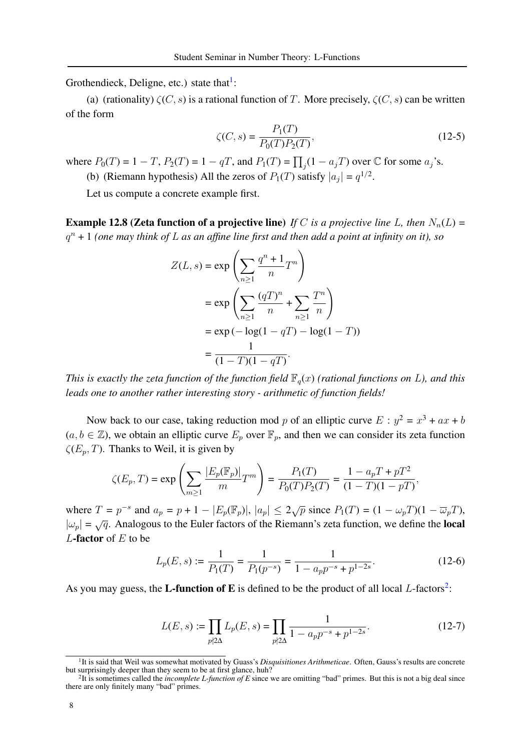Grothendieck, Deligne, etc.) state that[1]:

(a) (rationality) $\zeta(C, s)$ is a rational function of $T$. More precisely, $\zeta(C, s)$ can be written of the form

$$\zeta(C, s) = \frac{P_1(T)}{P_0(T)P_2(T)}, \tag{12-5}$$

where $P_0(T) = 1 - T$, $P_2(T) = 1 - qT$, and $P_1(T) = \prod_j (1 - a_j T)$ over $\mathbb{C}$ for some $a_j$'s.

(b) (Riemann hypothesis) All the zeros of $P_1(T)$ satisfy $|a_j| = q^{1/2}$.

Let us compute a concrete example first.

**Example 12.8 (Zeta function of a projective line)** *If $C$ is a projective line $L$, then $N_n(L) = q^n + 1$ (one may think of $L$ as an affine line first and then add a point at infinity on it), so*

$$\begin{aligned}
Z(L, s) &= \exp\left(\sum_{n\geq 1} \frac{q^n + 1}{n} T^n\right) \\
&= \exp\left(\sum_{n\geq 1} \frac{(qT)^n}{n} + \sum_{n\geq 1} \frac{T^n}{n}\right) \\
&= \exp\left(-\log(1 - qT) - \log(1 - T)\right) \\
&= \frac{1}{(1 - T)(1 - qT)}.
\end{aligned}$$

*This is exactly the zeta function of the function field $\mathbb{F}_q(x)$ (rational functions on $L$), and this leads one to another rather interesting story - arithmetic of function fields!*

Now back to our case, taking reduction mod $p$ of an elliptic curve $E : y^2 = x^3 + ax + b$ ($a, b \in \mathbb{Z}$), we obtain an elliptic curve $E_p$ over $\mathbb{F}_p$, and then we can consider its zeta function $\zeta(E_p, T)$. Thanks to Weil, it is given by

$$\zeta(E_p, T) = \exp\left(\sum_{m\geq 1} \frac{|E_p(\mathbb{F}_p)|}{m} T^m\right) = \frac{P_1(T)}{P_0(T)P_2(T)} = \frac{1 - a_p T + pT^2}{(1 - T)(1 - pT)},$$

where $T = p^{-s}$ and $a_p = p + 1 - |E_p(\mathbb{F}_p)|$, $|a_p| \leq 2\sqrt{p}$ since $P_1(T) = (1 - \omega_p T)(1 - \overline{\omega}_p T)$, $|\omega_p| = \sqrt{q}$. Analogous to the Euler factors of the Riemann's zeta function, we define the **local $L$-factor** of $E$ to be

$$L_p(E, s) := \frac{1}{P_1(T)} = \frac{1}{P_1(p^{-s})} = \frac{1}{1 - a_p p^{-s} + p^{1-2s}}. \tag{12-6}$$

As you may guess, the **L-function of E** is defined to be the product of all local $L$-factors[2]:

$$L(E, s) := \prod_{p \nmid 2\Delta} L_p(E, s) = \prod_{p \nmid 2\Delta} \frac{1}{1 - a_p p^{-s} + p^{1-2s}}. \tag{12-7}$$

[1] It is said that Weil was somewhat motivated by Guass's *Disquisitiones Arithmeticae*. Often, Gauss's results are concrete but surprisingly deeper than they seem to be at first glance, huh?

[2] It is sometimes called the *incomplete L-function of E* since we are omitting "bad" primes. But this is not a big deal since there are only finitely many "bad" primes.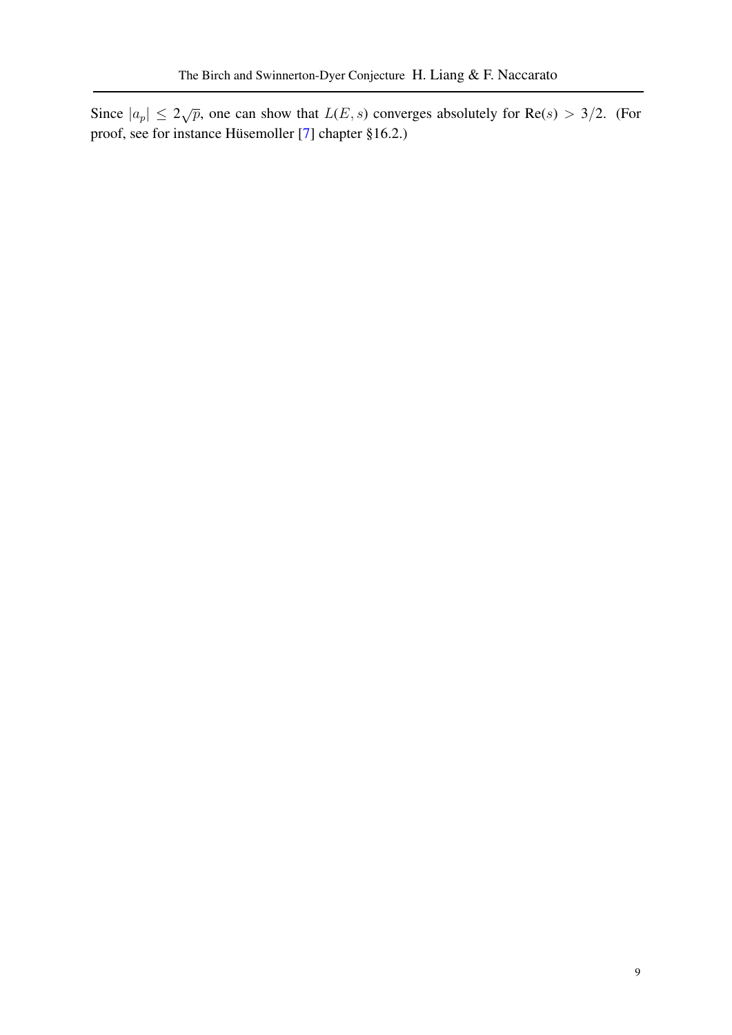Since $|a_p| \leq 2\sqrt{p}$, one can show that $L(E, s)$ converges absolutely for $\text{Re}(s) > 3/2$. (For proof, see for instance Hüsemoller [7] chapter §16.2.)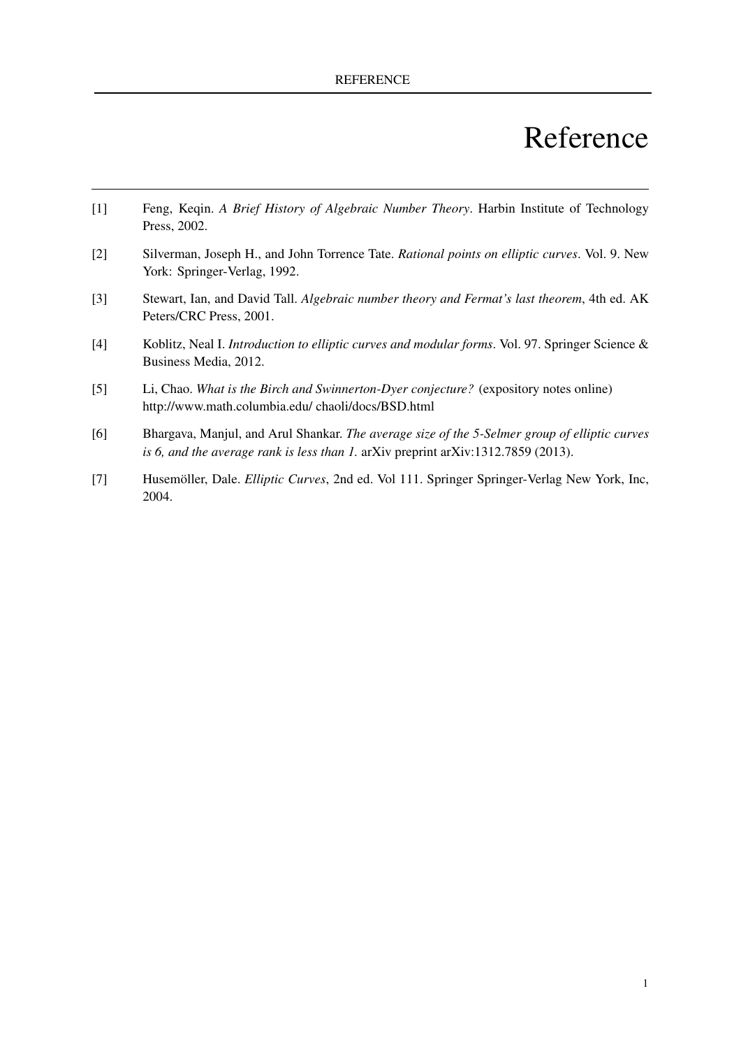# Reference

[1] Feng, Keqin. *A Brief History of Algebraic Number Theory*. Harbin Institute of Technology Press, 2002.

[2] Silverman, Joseph H., and John Torrence Tate. *Rational points on elliptic curves*. Vol. 9. New York: Springer-Verlag, 1992.

[3] Stewart, Ian, and David Tall. *Algebraic number theory and Fermat's last theorem*, 4th ed. AK Peters/CRC Press, 2001.

[4] Koblitz, Neal I. *Introduction to elliptic curves and modular forms*. Vol. 97. Springer Science & Business Media, 2012.

[5] Li, Chao. *What is the Birch and Swinnerton-Dyer conjecture?* (expository notes online) http://www.math.columbia.edu/ chaoli/docs/BSD.html

[6] Bhargava, Manjul, and Arul Shankar. *The average size of the 5-Selmer group of elliptic curves is 6, and the average rank is less than 1.* arXiv preprint arXiv:1312.7859 (2013).

[7] Husemöller, Dale. *Elliptic Curves*, 2nd ed. Vol 111. Springer Springer-Verlag New York, Inc, 2004.